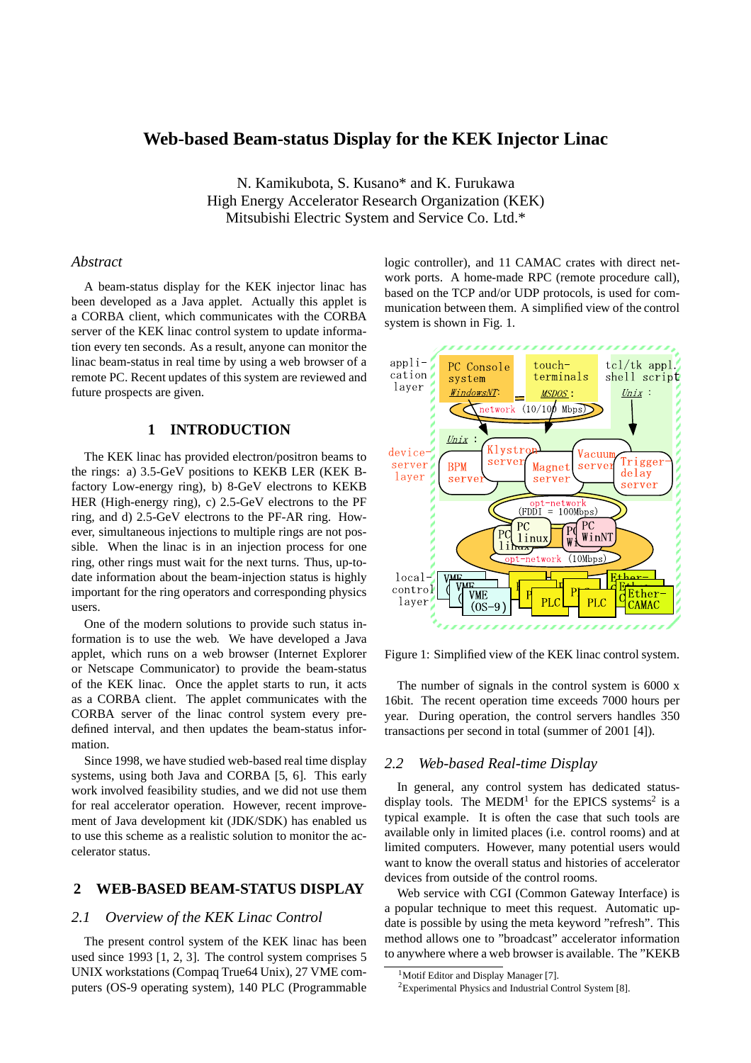# Web-based Beam-status Display for the KEK Injector Linac

N. Kamikubota, S. Kusano* and K. Furukawa
High Energy Accelerator Research Organization (KEK)
Mitsubishi Electric System and Service Co. Ltd.*

*Abstract*

A beam-status display for the KEK injector linac has been developed as a Java applet. Actually this applet is a CORBA client, which communicates with the CORBA server of the KEK linac control system to update information every ten seconds. As a result, anyone can monitor the linac beam-status in real time by using a web browser of a remote PC. Recent updates of this system are reviewed and future prospects are given.

## 1 INTRODUCTION

The KEK linac has provided electron/positron beams to the rings: a) 3.5-GeV positions to KEKB LER (KEK B-factory Low-energy ring), b) 8-GeV electrons to KEKB HER (High-energy ring), c) 2.5-GeV electrons to the PF ring, and d) 2.5-GeV electrons to the PF-AR ring. However, simultaneous injections to multiple rings are not possible. When the linac is in an injection process for one ring, other rings must wait for the next turns. Thus, up-to-date information about the beam-injection status is highly important for the ring operators and corresponding physics users.

One of the modern solutions to provide such status information is to use the web. We have developed a Java applet, which runs on a web browser (Internet Explorer or Netscape Communicator) to provide the beam-status of the KEK linac. Once the applet starts to run, it acts as a CORBA client. The applet communicates with the CORBA server of the linac control system every pre-defined interval, and then updates the beam-status information.

Since 1998, we have studied web-based real time display systems, using both Java and CORBA [5, 6]. This early work involved feasibility studies, and we did not use them for real accelerator operation. However, recent improvement of Java development kit (JDK/SDK) has enabled us to use this scheme as a realistic solution to monitor the accelerator status.

## 2 WEB-BASED BEAM-STATUS DISPLAY

### 2.1 Overview of the KEK Linac Control

The present control system of the KEK linac has been used since 1993 [1, 2, 3]. The control system comprises 5 UNIX workstations (Compaq True64 Unix), 27 VME computers (OS-9 operating system), 140 PLC (Programmable logic controller), and 11 CAMAC crates with direct network ports. A home-made RPC (remote procedure call), based on the TCP and/or UDP protocols, is used for communication between them. A simplified view of the control system is shown in Fig. 1.

Figure 1: Simplified view of the KEK linac control system.

The number of signals in the control system is 6000 x 16bit. The recent operation time exceeds 7000 hours per year. During operation, the control servers handles 350 transactions per second in total (summer of 2001 [4]).

### 2.2 Web-based Real-time Display

In general, any control system has dedicated status-display tools. The MEDM[1] for the EPICS systems[2] is a typical example. It is often the case that such tools are available only in limited places (i.e. control rooms) and at limited computers. However, many potential users would want to know the overall status and histories of accelerator devices from outside of the control rooms.

Web service with CGI (Common Gateway Interface) is a popular technique to meet this request. Automatic update is possible by using the meta keyword "refresh". This method allows one to "broadcast" accelerator information to anywhere where a web browser is available. The "KEKB

[1] Motif Editor and Display Manager [7].
[2] Experimental Physics and Industrial Control System [8].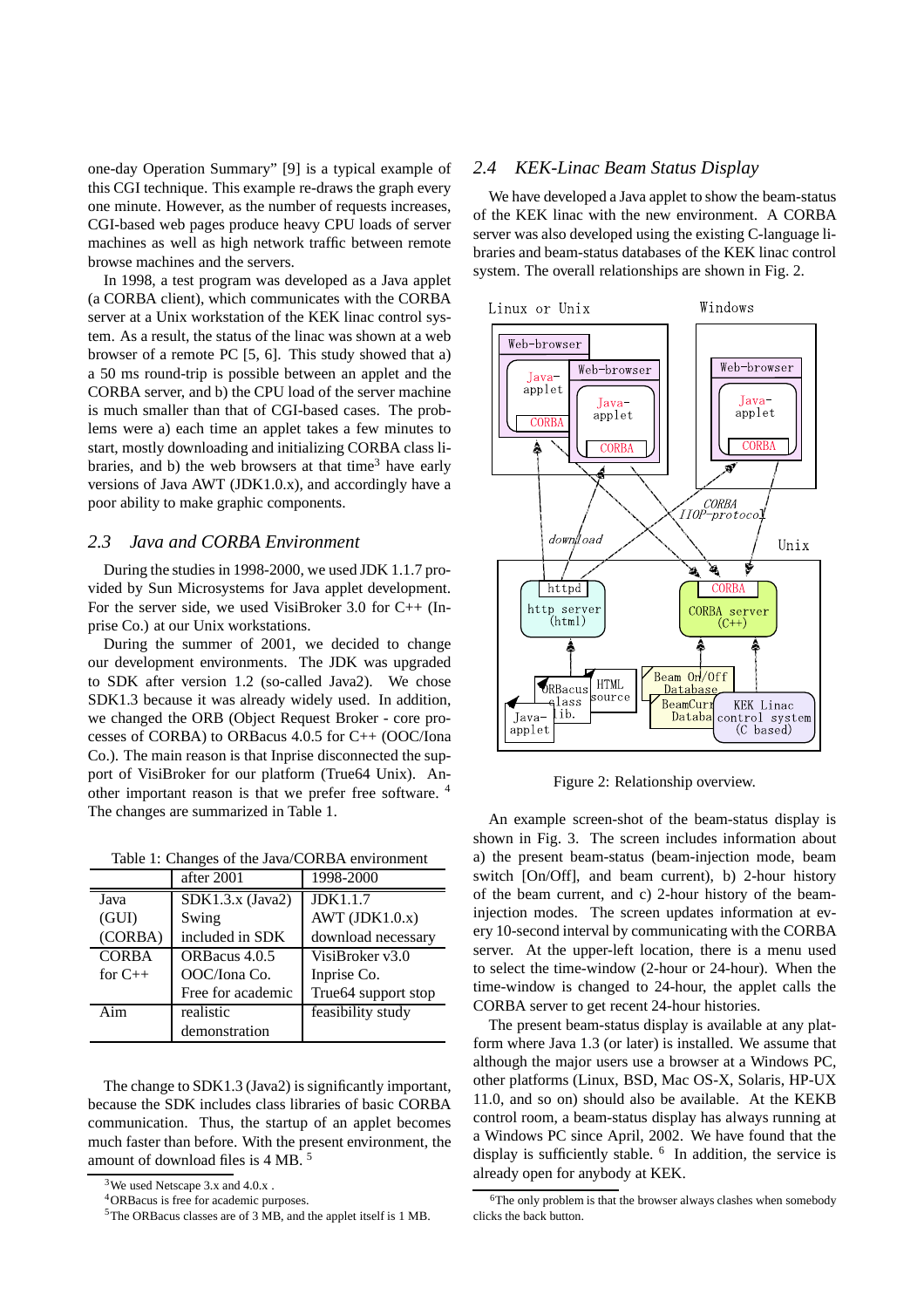one-day Operation Summary" [9] is a typical example of this CGI technique. This example re-draws the graph every one minute. However, as the number of requests increases, CGI-based web pages produce heavy CPU loads of server machines as well as high network traffic between remote browse machines and the servers.

In 1998, a test program was developed as a Java applet (a CORBA client), which communicates with the CORBA server at a Unix workstation of the KEK linac control system. As a result, the status of the linac was shown at a web browser of a remote PC [5, 6]. This study showed that a) a 50 ms round-trip is possible between an applet and the CORBA server, and b) the CPU load of the server machine is much smaller than that of CGI-based cases. The problems were a) each time an applet takes a few minutes to start, mostly downloading and initializing CORBA class libraries, and b) the web browsers at that time[3] have early versions of Java AWT (JDK1.0.x), and accordingly have a poor ability to make graphic components.

## 2.3 Java and CORBA Environment

During the studies in 1998-2000, we used JDK 1.1.7 provided by Sun Microsystems for Java applet development. For the server side, we used VisiBroker 3.0 for C++ (Inprise Co.) at our Unix workstations.

During the summer of 2001, we decided to change our development environments. The JDK was upgraded to SDK after version 1.2 (so-called Java2). We chose SDK1.3 because it was already widely used. In addition, we changed the ORB (Object Request Broker - core processes of CORBA) to ORBacus 4.0.5 for C++ (OOC/Iona Co.). The main reason is that Inprise disconnected the support of VisiBroker for our platform (True64 Unix). Another important reason is that we prefer free software. [4] The changes are summarized in Table 1.

Table 1: Changes of the Java/CORBA environment

| | after 2001 | 1998-2000 |
|---|---|---|
| Java (GUI) (CORBA) | SDK1.3.x (Java2) Swing included in SDK | JDK1.1.7 AWT (JDK1.0.x) download necessary |
| CORBA for C++ | ORBacus 4.0.5 OOC/Iona Co. Free for academic | VisiBroker v3.0 Inprise Co. True64 support stop |
| Aim | realistic demonstration | feasibility study |

The change to SDK1.3 (Java2) is significantly important, because the SDK includes class libraries of basic CORBA communication. Thus, the startup of an applet becomes much faster than before. With the present environment, the amount of download files is 4 MB. [5]

[3] We used Netscape 3.x and 4.0.x .

[4] ORBacus is free for academic purposes.

[5] The ORBacus classes are of 3 MB, and the applet itself is 1 MB.

## 2.4 KEK-Linac Beam Status Display

We have developed a Java applet to show the beam-status of the KEK linac with the new environment. A CORBA server was also developed using the existing C-language libraries and beam-status databases of the KEK linac control system. The overall relationships are shown in Fig. 2.

Figure 2: Relationship overview.

An example screen-shot of the beam-status display is shown in Fig. 3. The screen includes information about a) the present beam-status (beam-injection mode, beam switch [On/Off], and beam current), b) 2-hour history of the beam current, and c) 2-hour history of the beam-injection modes. The screen updates information at every 10-second interval by communicating with the CORBA server. At the upper-left location, there is a menu used to select the time-window (2-hour or 24-hour). When the time-window is changed to 24-hour, the applet calls the CORBA server to get recent 24-hour histories.

The present beam-status display is available at any platform where Java 1.3 (or later) is installed. We assume that although the major users use a browser at a Windows PC, other platforms (Linux, BSD, Mac OS-X, Solaris, HP-UX 11.0, and so on) should also be available. At the KEKB control room, a beam-status display has always running at a Windows PC since April, 2002. We have found that the display is sufficiently stable. [6] In addition, the service is already open for anybody at KEK.

[6] The only problem is that the browser always clashes when somebody clicks the back button.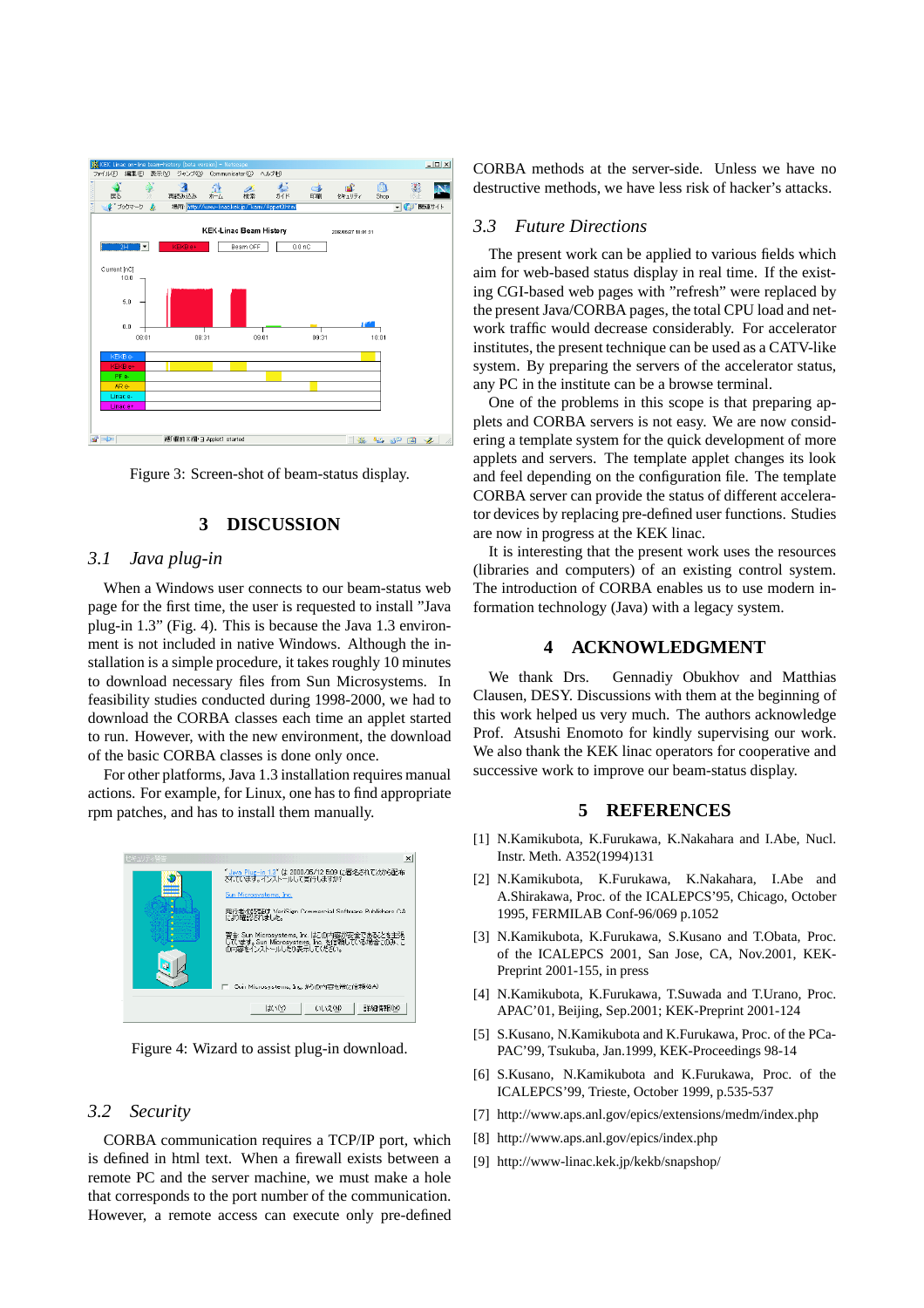Figure 3: Screen-shot of beam-status display.

## 3 DISCUSSION

### 3.1 Java plug-in

When a Windows user connects to our beam-status web page for the first time, the user is requested to install "Java plug-in 1.3" (Fig. 4). This is because the Java 1.3 environment is not included in native Windows. Although the installation is a simple procedure, it takes roughly 10 minutes to download necessary files from Sun Microsystems. In feasibility studies conducted during 1998-2000, we had to download the CORBA classes each time an applet started to run. However, with the new environment, the download of the basic CORBA classes is done only once.

For other platforms, Java 1.3 installation requires manual actions. For example, for Linux, one has to find appropriate rpm patches, and has to install them manually.

Figure 4: Wizard to assist plug-in download.

### 3.2 Security

CORBA communication requires a TCP/IP port, which is defined in html text. When a firewall exists between a remote PC and the server machine, we must make a hole that corresponds to the port number of the communication. However, a remote access can execute only pre-defined CORBA methods at the server-side. Unless we have no destructive methods, we have less risk of hacker's attacks.

### 3.3 Future Directions

The present work can be applied to various fields which aim for web-based status display in real time. If the existing CGI-based web pages with "refresh" were replaced by the present Java/CORBA pages, the total CPU load and network traffic would decrease considerably. For accelerator institutes, the present technique can be used as a CATV-like system. By preparing the servers of the accelerator status, any PC in the institute can be a browse terminal.

One of the problems in this scope is that preparing applets and CORBA servers is not easy. We are now considering a template system for the quick development of more applets and servers. The template applet changes its look and feel depending on the configuration file. The template CORBA server can provide the status of different accelerator devices by replacing pre-defined user functions. Studies are now in progress at the KEK linac.

It is interesting that the present work uses the resources (libraries and computers) of an existing control system. The introduction of CORBA enables us to use modern information technology (Java) with a legacy system.

## 4 ACKNOWLEDGMENT

We thank Drs. Gennadiy Obukhov and Matthias Clausen, DESY. Discussions with them at the beginning of this work helped us very much. The authors acknowledge Prof. Atsushi Enomoto for kindly supervising our work. We also thank the KEK linac operators for cooperative and successive work to improve our beam-status display.

## 5 REFERENCES

[1] N.Kamikubota, K.Furukawa, K.Nakahara and I.Abe, Nucl. Instr. Meth. A352(1994)131

[2] N.Kamikubota, K.Furukawa, K.Nakahara, I.Abe and A.Shirakawa, Proc. of the ICALEPCS'95, Chicago, October 1995, FERMILAB Conf-96/069 p.1052

[3] N.Kamikubota, K.Furukawa, S.Kusano and T.Obata, Proc. of the ICALEPCS 2001, San Jose, CA, Nov.2001, KEK-Preprint 2001-155, in press

[4] N.Kamikubota, K.Furukawa, T.Suwada and T.Urano, Proc. APAC'01, Beijing, Sep.2001; KEK-Preprint 2001-124

[5] S.Kusano, N.Kamikubota and K.Furukawa, Proc. of the PCaPAC'99, Tsukuba, Jan.1999, KEK-Proceedings 98-14

[6] S.Kusano, N.Kamikubota and K.Furukawa, Proc. of the ICALEPCS'99, Trieste, October 1999, p.535-537

[7] http://www.aps.anl.gov/epics/extensions/medm/index.php

[8] http://www.aps.anl.gov/epics/index.php

[9] http://www-linac.kek.jp/kekb/snapshop/